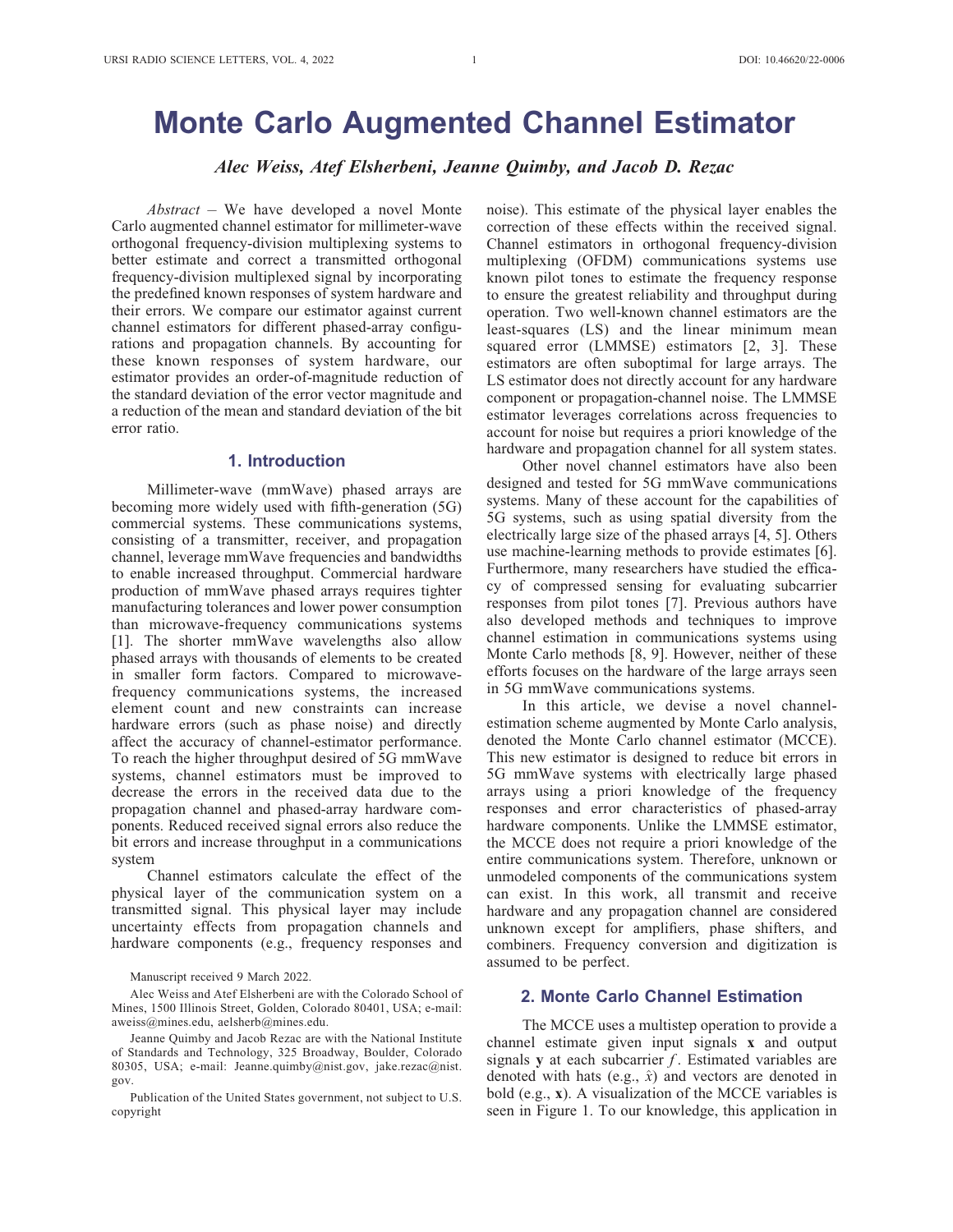# Monte Carlo Augmented Channel Estimator

*Alec Weiss, Atef Elsherbeni, Jeanne Quimby, and Jacob D. Rezac*

*Abstract* – We have developed a novel Monte Carlo augmented channel estimator for millimeter-wave orthogonal frequency-division multiplexing systems to better estimate and correct a transmitted orthogonal frequency-division multiplexed signal by incorporating the predefined known responses of system hardware and their errors. We compare our estimator against current channel estimators for different phased-array configurations and propagation channels. By accounting for these known responses of system hardware, our estimator provides an order-of-magnitude reduction of the standard deviation of the error vector magnitude and a reduction of the mean and standard deviation of the bit error ratio.

## 1. Introduction

Millimeter-wave (mmWave) phased arrays are becoming more widely used with fifth-generation (5G) commercial systems. These communications systems, consisting of a transmitter, receiver, and propagation channel, leverage mmWave frequencies and bandwidths to enable increased throughput. Commercial hardware production of mmWave phased arrays requires tighter manufacturing tolerances and lower power consumption than microwave-frequency communications systems [1]. The shorter mmWave wavelengths also allow phased arrays with thousands of elements to be created in smaller form factors. Compared to microwave-frequency communications systems, the increased element count and new constraints can increase hardware errors (such as phase noise) and directly affect the accuracy of channel-estimator performance. To reach the higher throughput desired of 5G mmWave systems, channel estimators must be improved to decrease the errors in the received data due to the propagation channel and phased-array hardware components. Reduced received signal errors also reduce the bit errors and increase throughput in a communications system

Channel estimators calculate the effect of the physical layer of the communication system on a transmitted signal. This physical layer may include uncertainty effects from propagation channels and hardware components (e.g., frequency responses and noise). This estimate of the physical layer enables the correction of these effects within the received signal. Channel estimators in orthogonal frequency-division multiplexing (OFDM) communications systems use known pilot tones to estimate the frequency response to ensure the greatest reliability and throughput during operation. Two well-known channel estimators are the least-squares (LS) and the linear minimum mean squared error (LMMSE) estimators [2, 3]. These estimators are often suboptimal for large arrays. The LS estimator does not directly account for any hardware component or propagation-channel noise. The LMMSE estimator leverages correlations across frequencies to account for noise but requires a priori knowledge of the hardware and propagation channel for all system states.

Other novel channel estimators have also been designed and tested for 5G mmWave communications systems. Many of these account for the capabilities of 5G systems, such as using spatial diversity from the electrically large size of the phased arrays [4, 5]. Others use machine-learning methods to provide estimates [6]. Furthermore, many researchers have studied the efficacy of compressed sensing for evaluating subcarrier responses from pilot tones [7]. Previous authors have also developed methods and techniques to improve channel estimation in communications systems using Monte Carlo methods [8, 9]. However, neither of these efforts focuses on the hardware of the large arrays seen in 5G mmWave communications systems.

In this article, we devise a novel channel-estimation scheme augmented by Monte Carlo analysis, denoted the Monte Carlo channel estimator (MCCE). This new estimator is designed to reduce bit errors in 5G mmWave systems with electrically large phased arrays using a priori knowledge of the frequency responses and error characteristics of phased-array hardware components. Unlike the LMMSE estimator, the MCCE does not require a priori knowledge of the entire communications system. Therefore, unknown or unmodeled components of the communications system can exist. In this work, all transmit and receive hardware and any propagation channel are considered unknown except for amplifiers, phase shifters, and combiners. Frequency conversion and digitization is assumed to be perfect.

## 2. Monte Carlo Channel Estimation

The MCCE uses a multistep operation to provide a channel estimate given input signals $\mathbf{x}$ and output signals $\mathbf{y}$ at each subcarrier $f$. Estimated variables are denoted with hats (e.g., $\hat{x}$) and vectors are denoted in bold (e.g., $\mathbf{x}$). A visualization of the MCCE variables is seen in Figure 1. To our knowledge, this application in

Manuscript received 9 March 2022.

Alec Weiss and Atef Elsherbeni are with the Colorado School of Mines, 1500 Illinois Street, Golden, Colorado 80401, USA; e-mail: aweiss@mines.edu, aelsherb@mines.edu.

Jeanne Quimby and Jacob Rezac are with the National Institute of Standards and Technology, 325 Broadway, Boulder, Colorado 80305, USA; e-mail: Jeanne.quimby@nist.gov, jake.rezac@nist.gov.

Publication of the United States government, not subject to U.S. copyright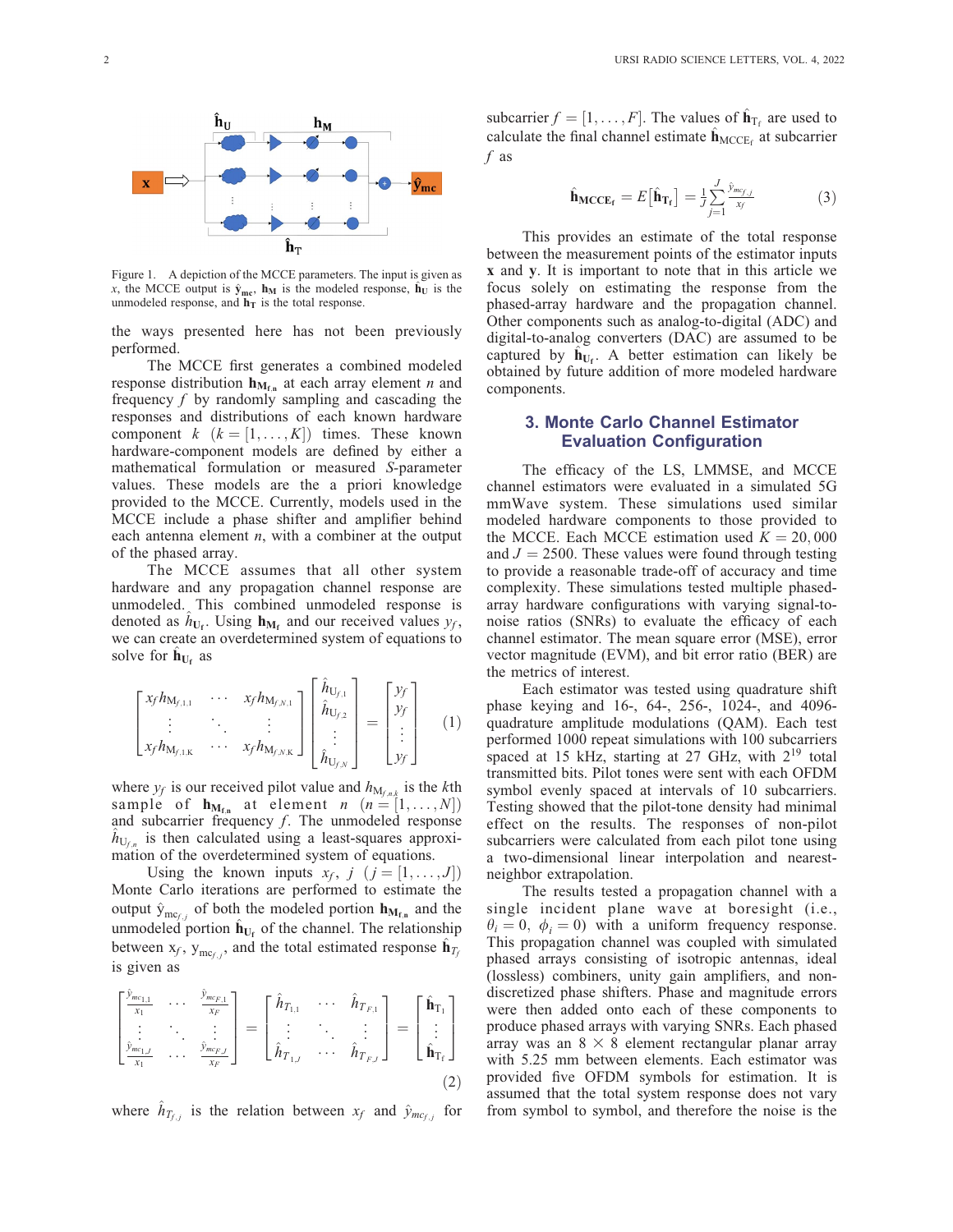Figure 1. A depiction of the MCCE parameters. The input is given as $x$, the MCCE output is $\hat{\mathbf{y}}_{\mathbf{mc}}$, $\mathbf{h_M}$ is the modeled response, $\mathbf{h_U}$ is the unmodeled response, and $\hat{\mathbf{h}}_{\mathbf{T}}$ is the total response.

the ways presented here has not been previously performed.

The MCCE first generates a combined modeled response distribution $\mathbf{h}_{\mathbf{M_{f,n}}}$ at each array element $n$ and frequency $f$ by randomly sampling and cascading the responses and distributions of each known hardware component $k$ $(k = [1, \ldots, K])$ times. These known hardware-component models are defined by either a mathematical formulation or measured $S$-parameter values. These models are the a priori knowledge provided to the MCCE. Currently, models used in the MCCE include a phase shifter and amplifier behind each antenna element $n$, with a combiner at the output of the phased array.

The MCCE assumes that all other system hardware and any propagation channel response are unmodeled. This combined unmodeled response is denoted as $\hat{h}_{\mathrm{U_f}}$. Using $\mathbf{h}_{\mathbf{M_f}}$ and our received values $y_f$, we can create an overdetermined system of equations to solve for $\hat{\mathbf{h}}_{\mathbf{U_f}}$ as

$$\begin{bmatrix} x_f h_{\mathrm{M}_{f,1,1}} & \cdots & x_f h_{\mathrm{M}_{f,N,1}} \\ \vdots & \ddots & \vdots \\ x_f h_{\mathrm{M}_{f,1,K}} & \cdots & x_f h_{\mathrm{M}_{f,N,K}} \end{bmatrix} \begin{bmatrix} \hat{h}_{\mathrm{U}_{f,1}} \\ \hat{h}_{\mathrm{U}_{f,2}} \\ \vdots \\ \hat{h}_{\mathrm{U}_{f,N}} \end{bmatrix} = \begin{bmatrix} y_f \\ y_f \\ \vdots \\ y_f \end{bmatrix} \tag{1}$$

where $y_f$ is our received pilot value and $h_{\mathrm{M}_{f,n,k}}$ is the $k$th sample of $\mathbf{h}_{\mathbf{M_{f,n}}}$ at element $n$ $(n = [1, \ldots, N])$ and subcarrier frequency $f$. The unmodeled response $\hat{h}_{\mathrm{U}_{f,n}}$ is then calculated using a least-squares approximation of the overdetermined system of equations.

Using the known inputs $x_f$, $j$ $(j = [1, \ldots, J])$ Monte Carlo iterations are performed to estimate the output $\hat{y}_{\mathrm{mc}_{f,j}}$ of both the modeled portion $\mathbf{h}_{\mathbf{M_{f,n}}}$ and the unmodeled portion $\hat{\mathbf{h}}_{\mathbf{U_f}}$ of the channel. The relationship between $x_f$, $y_{\mathrm{mc}_{f,j}}$, and the total estimated response $\hat{\mathbf{h}}_{T_f}$ is given as

$$\begin{bmatrix} \frac{\hat{y}_{mc_{1,1}}}{x_1} & \cdots & \frac{\hat{y}_{mc_{F,1}}}{x_F} \\ \vdots & \ddots & \vdots \\ \frac{\hat{y}_{mc_{1,J}}}{x_1} & \cdots & \frac{\hat{y}_{mc_{F,J}}}{x_F} \end{bmatrix} = \begin{bmatrix} \hat{h}_{T_{1,1}} & \cdots & \hat{h}_{T_{F,1}} \\ \vdots & \ddots & \vdots \\ \hat{h}_{T_{1,J}} & \cdots & \hat{h}_{T_{F,J}} \end{bmatrix} = \begin{bmatrix} \hat{\mathbf{h}}_{\mathrm{T}_1} \\ \vdots \\ \hat{\mathbf{h}}_{\mathrm{T_f}} \end{bmatrix} \tag{2}$$

where $\hat{h}_{T_{f,j}}$ is the relation between $x_f$ and $\hat{y}_{mc_{f,j}}$ for subcarrier $f = [1, \ldots, F]$. The values of $\hat{\mathbf{h}}_{\mathrm{T_f}}$ are used to calculate the final channel estimate $\hat{\mathbf{h}}_{\mathrm{MCCE_f}}$ at subcarrier $f$ as

$$\hat{\mathbf{h}}_{\mathbf{MCCE_f}} = E\left[\hat{\mathbf{h}}_{\mathrm{T_f}}\right] = \frac{1}{J}\sum_{j=1}^{J} \frac{\hat{y}_{mc_{f,j}}}{x_f} \tag{3}$$

This provides an estimate of the total response between the measurement points of the estimator inputs $\mathbf{x}$ and $\mathbf{y}$. It is important to note that in this article we focus solely on estimating the response from the phased-array hardware and the propagation channel. Other components such as analog-to-digital (ADC) and digital-to-analog converters (DAC) are assumed to be captured by $\hat{\mathbf{h}}_{\mathrm{U_f}}$. A better estimation can likely be obtained by future addition of more modeled hardware components.

## 3. Monte Carlo Channel Estimator Evaluation Configuration

The efficacy of the LS, LMMSE, and MCCE channel estimators were evaluated in a simulated 5G mmWave system. These simulations used similar modeled hardware components to those provided to the MCCE. Each MCCE estimation used $K = 20,000$ and $J = 2500$. These values were found through testing to provide a reasonable trade-off of accuracy and time complexity. These simulations tested multiple phased-array hardware configurations with varying signal-to-noise ratios (SNRs) to evaluate the efficacy of each channel estimator. The mean square error (MSE), error vector magnitude (EVM), and bit error ratio (BER) are the metrics of interest.

Each estimator was tested using quadrature shift phase keying and 16-, 64-, 256-, 1024-, and 4096-quadrature amplitude modulations (QAM). Each test performed 1000 repeat simulations with 100 subcarriers spaced at 15 kHz, starting at 27 GHz, with $2^{19}$ total transmitted bits. Pilot tones were sent with each OFDM symbol evenly spaced at intervals of 10 subcarriers. Testing showed that the pilot-tone density had minimal effect on the results. The responses of non-pilot subcarriers were calculated from each pilot tone using a two-dimensional linear interpolation and nearest-neighbor extrapolation.

The results tested a propagation channel with a single incident plane wave at boresight (i.e., $\theta_i = 0$, $\phi_i = 0$) with a uniform frequency response. This propagation channel was coupled with simulated phased arrays consisting of isotropic antennas, ideal (lossless) combiners, unity gain amplifiers, and non-discretized phase shifters. Phase and magnitude errors were then added onto each of these components to produce phased arrays with varying SNRs. Each phased array was an $8 \times 8$ element rectangular planar array with 5.25 mm between elements. Each estimator was provided five OFDM symbols for estimation. It is assumed that the total system response does not vary from symbol to symbol, and therefore the noise is the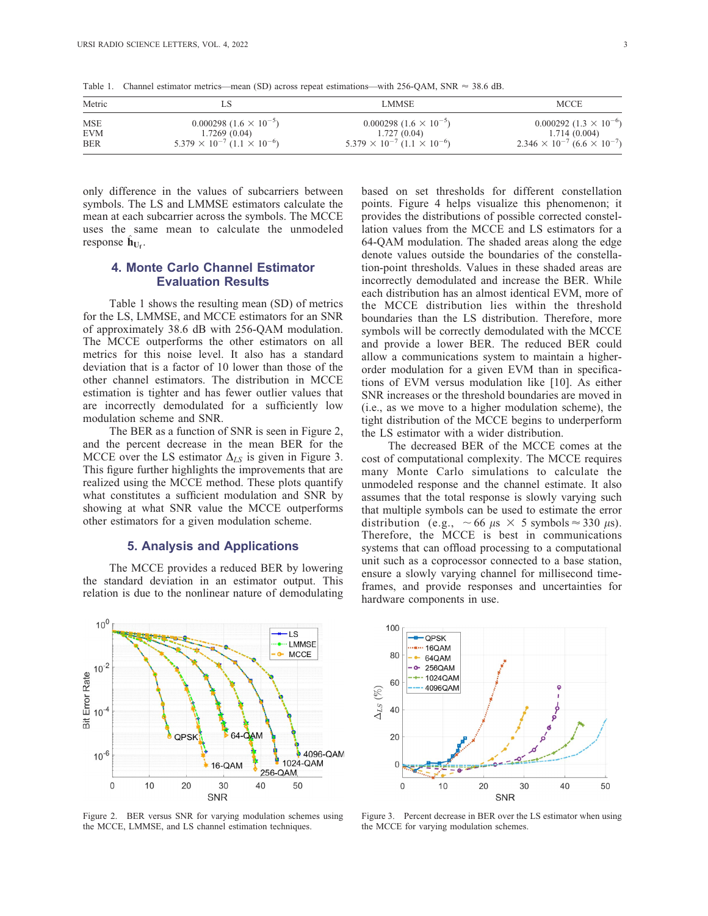Table 1. Channel estimator metrics—mean (SD) across repeat estimations—with 256-QAM, SNR ≈ 38.6 dB.

| Metric | LS | LMMSE | MCCE |
|---|---|---|---|
| MSE | 0.000298 ($1.6 \times 10^{-5}$) | 0.000298 ($1.6 \times 10^{-5}$) | 0.000292 ($1.3 \times 10^{-6}$) |
| EVM | 1.7269 (0.04) | 1.727 (0.04) | 1.714 (0.004) |
| BER | $5.379 \times 10^{-7}$ ($1.1 \times 10^{-6}$) | $5.379 \times 10^{-7}$ ($1.1 \times 10^{-6}$) | $2.346 \times 10^{-7}$ ($6.6 \times 10^{-7}$) |

only difference in the values of subcarriers between symbols. The LS and LMMSE estimators calculate the mean at each subcarrier across the symbols. The MCCE uses the same mean to calculate the unmodeled response $\hat{\mathbf{h}}_{\mathbf{U}_\mathbf{r}}$.

## 4. Monte Carlo Channel Estimator Evaluation Results

Table 1 shows the resulting mean (SD) of metrics for the LS, LMMSE, and MCCE estimators for an SNR of approximately 38.6 dB with 256-QAM modulation. The MCCE outperforms the other estimators on all metrics for this noise level. It also has a standard deviation that is a factor of 10 lower than those of the other channel estimators. The distribution in MCCE estimation is tighter and has fewer outlier values that are incorrectly demodulated for a sufficiently low modulation scheme and SNR.

The BER as a function of SNR is seen in Figure 2, and the percent decrease in the mean BER for the MCCE over the LS estimator $\Delta_{LS}$ is given in Figure 3. This figure further highlights the improvements that are realized using the MCCE method. These plots quantify what constitutes a sufficient modulation and SNR by showing at what SNR value the MCCE outperforms other estimators for a given modulation scheme.

## 5. Analysis and Applications

The MCCE provides a reduced BER by lowering the standard deviation in an estimator output. This relation is due to the nonlinear nature of demodulating based on set thresholds for different constellation points. Figure 4 helps visualize this phenomenon; it provides the distributions of possible corrected constellation values from the MCCE and LS estimators for a 64-QAM modulation. The shaded areas along the edge denote values outside the boundaries of the constellation-point thresholds. Values in these shaded areas are incorrectly demodulated and increase the BER. While each distribution has an almost identical EVM, more of the MCCE distribution lies within the threshold boundaries than the LS distribution. Therefore, more symbols will be correctly demodulated with the MCCE and provide a lower BER. The reduced BER could allow a communications system to maintain a higher-order modulation for a given EVM than in specifications of EVM versus modulation like [10]. As either SNR increases or the threshold boundaries are moved in (i.e., as we move to a higher modulation scheme), the tight distribution of the MCCE begins to underperform the LS estimator with a wider distribution.

The decreased BER of the MCCE comes at the cost of computational complexity. The MCCE requires many Monte Carlo simulations to calculate the unmodeled response and the channel estimate. It also assumes that the total response is slowly varying such that multiple symbols can be used to estimate the error distribution (e.g., $\sim 66\ \mu s \times 5$ symbols $\approx 330\ \mu s$). Therefore, the MCCE is best in communications systems that can offload processing to a computational unit such as a coprocessor connected to a base station, ensure a slowly varying channel for millisecond timeframes, and provide responses and uncertainties for hardware components in use.

Figure 2. BER versus SNR for varying modulation schemes using the MCCE, LMMSE, and LS channel estimation techniques.

Figure 3. Percent decrease in BER over the LS estimator when using the MCCE for varying modulation schemes.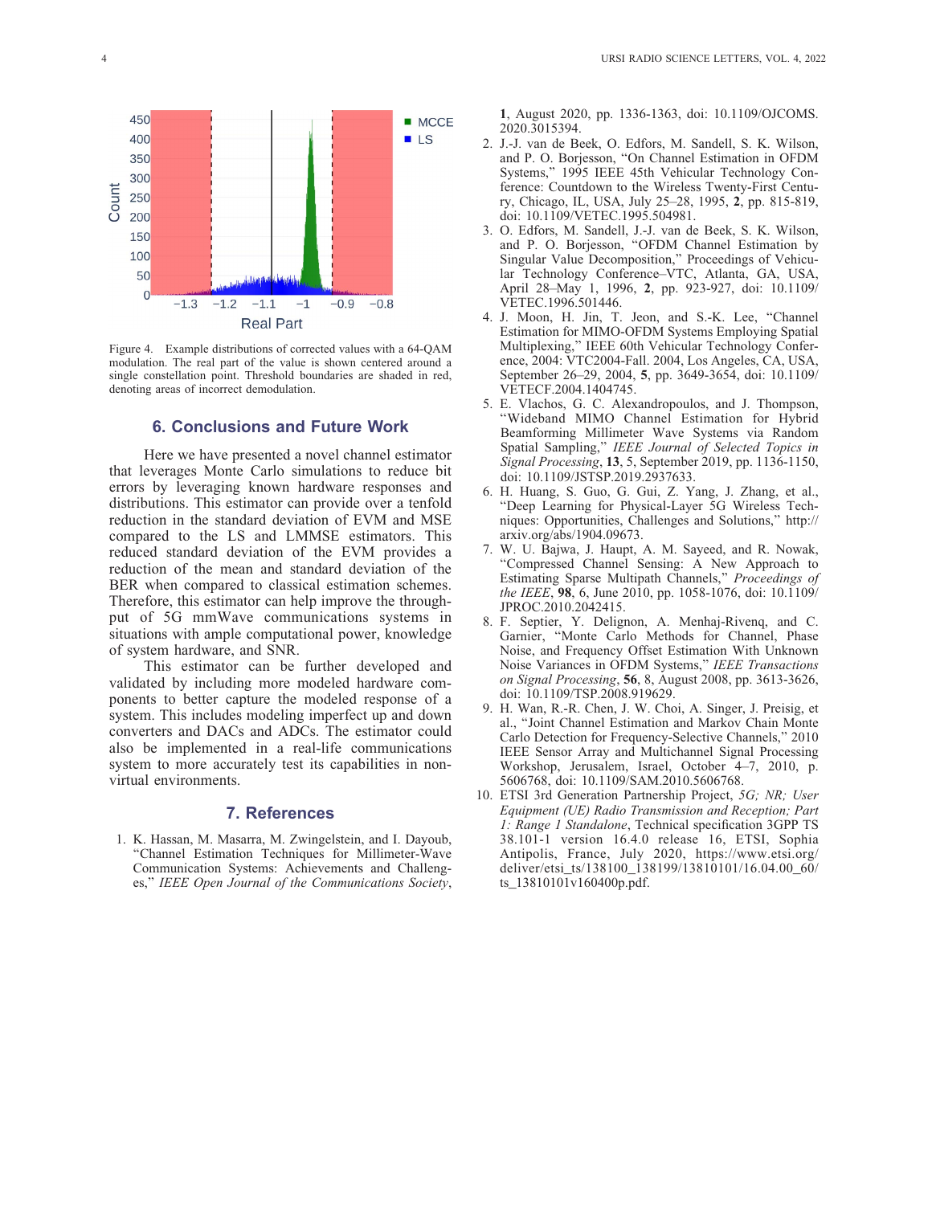450
400
350
300
250
200
150
100
50
0
Count
−1.3 −1.2 −1.1 −1 −0.9 −0.8
Real Part
MCCE
LS

Figure 4. Example distributions of corrected values with a 64-QAM modulation. The real part of the value is shown centered around a single constellation point. Threshold boundaries are shaded in red, denoting areas of incorrect demodulation.

## 6. Conclusions and Future Work

Here we have presented a novel channel estimator that leverages Monte Carlo simulations to reduce bit errors by leveraging known hardware responses and distributions. This estimator can provide over a tenfold reduction in the standard deviation of EVM and MSE compared to the LS and LMMSE estimators. This reduced standard deviation of the EVM provides a reduction of the mean and standard deviation of the BER when compared to classical estimation schemes. Therefore, this estimator can help improve the throughput of 5G mmWave communications systems in situations with ample computational power, knowledge of system hardware, and SNR.

This estimator can be further developed and validated by including more modeled hardware components to better capture the modeled response of a system. This includes modeling imperfect up and down converters and DACs and ADCs. The estimator could also be implemented in a real-life communications system to more accurately test its capabilities in non-virtual environments.

## 7. References

1. K. Hassan, M. Masarra, M. Zwingelstein, and I. Dayoub, "Channel Estimation Techniques for Millimeter-Wave Communication Systems: Achievements and Challenges," *IEEE Open Journal of the Communications Society*, **1**, August 2020, pp. 1336-1363, doi: 10.1109/OJCOMS.2020.3015394.
2. J.-J. van de Beek, O. Edfors, M. Sandell, S. K. Wilson, and P. O. Borjesson, "On Channel Estimation in OFDM Systems," 1995 IEEE 45th Vehicular Technology Conference: Countdown to the Wireless Twenty-First Century, Chicago, IL, USA, July 25–28, 1995, **2**, pp. 815-819, doi: 10.1109/VETEC.1995.504981.
3. O. Edfors, M. Sandell, J.-J. van de Beek, S. K. Wilson, and P. O. Borjesson, "OFDM Channel Estimation by Singular Value Decomposition," Proceedings of Vehicular Technology Conference–VTC, Atlanta, GA, USA, April 28–May 1, 1996, **2**, pp. 923-927, doi: 10.1109/VETEC.1996.501446.
4. J. Moon, H. Jin, T. Jeon, and S.-K. Lee, "Channel Estimation for MIMO-OFDM Systems Employing Spatial Multiplexing," IEEE 60th Vehicular Technology Conference, 2004: VTC2004-Fall. 2004, Los Angeles, CA, USA, September 26–29, 2004, **5**, pp. 3649-3654, doi: 10.1109/VETECF.2004.1404745.
5. E. Vlachos, G. C. Alexandropoulos, and J. Thompson, "Wideband MIMO Channel Estimation for Hybrid Beamforming Millimeter Wave Systems via Random Spatial Sampling," *IEEE Journal of Selected Topics in Signal Processing*, **13**, 5, September 2019, pp. 1136-1150, doi: 10.1109/JSTSP.2019.2937633.
6. H. Huang, S. Guo, G. Gui, Z. Yang, J. Zhang, et al., "Deep Learning for Physical-Layer 5G Wireless Techniques: Opportunities, Challenges and Solutions," http://arxiv.org/abs/1904.09673.
7. W. U. Bajwa, J. Haupt, A. M. Sayeed, and R. Nowak, "Compressed Channel Sensing: A New Approach to Estimating Sparse Multipath Channels," *Proceedings of the IEEE*, **98**, 6, June 2010, pp. 1058-1076, doi: 10.1109/JPROC.2010.2042415.
8. F. Septier, Y. Delignon, A. Menhaj-Rivenq, and C. Garnier, "Monte Carlo Methods for Channel, Phase Noise, and Frequency Offset Estimation With Unknown Noise Variances in OFDM Systems," *IEEE Transactions on Signal Processing*, **56**, 8, August 2008, pp. 3613-3626, doi: 10.1109/TSP.2008.919629.
9. H. Wan, R.-R. Chen, J. W. Choi, A. Singer, J. Preisig, et al., "Joint Channel Estimation and Markov Chain Monte Carlo Detection for Frequency-Selective Channels," 2010 IEEE Sensor Array and Multichannel Signal Processing Workshop, Jerusalem, Israel, October 4–7, 2010, p. 5606768, doi: 10.1109/SAM.2010.5606768.
10. ETSI 3rd Generation Partnership Project, *5G; NR; User Equipment (UE) Radio Transmission and Reception; Part 1: Range 1 Standalone*, Technical specification 3GPP TS 38.101-1 version 16.4.0 release 16, ETSI, Sophia Antipolis, France, July 2020, https://www.etsi.org/deliver/etsi_ts/138100_138199/13810101/16.04.00_60/ts_13810101v160400p.pdf.